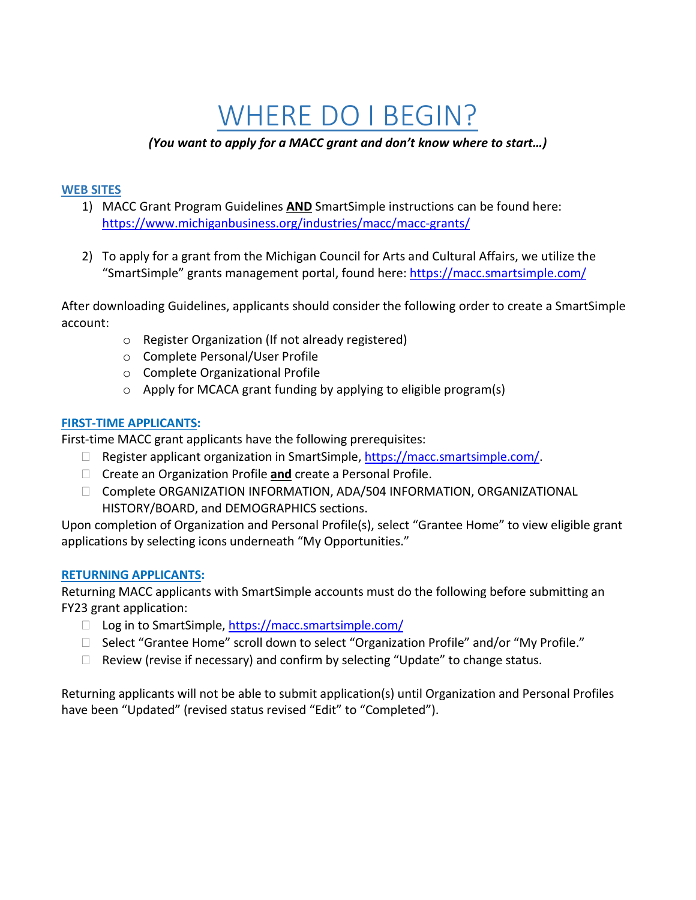# WHERE DO I BEGIN?

***(You want to apply for a MACC grant and don't know where to start…)***

## WEB SITES

1) MACC Grant Program Guidelines **AND** SmartSimple instructions can be found here: https://www.michiganbusiness.org/industries/macc/macc-grants/

2) To apply for a grant from the Michigan Council for Arts and Cultural Affairs, we utilize the "SmartSimple" grants management portal, found here: https://macc.smartsimple.com/

After downloading Guidelines, applicants should consider the following order to create a SmartSimple account:

- Register Organization (If not already registered)
- Complete Personal/User Profile
- Complete Organizational Profile
- Apply for MCACA grant funding by applying to eligible program(s)

## FIRST-TIME APPLICANTS:

First-time MACC grant applicants have the following prerequisites:

- Register applicant organization in SmartSimple, https://macc.smartsimple.com/.
- Create an Organization Profile **and** create a Personal Profile.
- Complete ORGANIZATION INFORMATION, ADA/504 INFORMATION, ORGANIZATIONAL HISTORY/BOARD, and DEMOGRAPHICS sections.

Upon completion of Organization and Personal Profile(s), select "Grantee Home" to view eligible grant applications by selecting icons underneath "My Opportunities."

## RETURNING APPLICANTS:

Returning MACC applicants with SmartSimple accounts must do the following before submitting an FY23 grant application:

- Log in to SmartSimple, https://macc.smartsimple.com/
- Select "Grantee Home" scroll down to select "Organization Profile" and/or "My Profile."
- Review (revise if necessary) and confirm by selecting "Update" to change status.

Returning applicants will not be able to submit application(s) until Organization and Personal Profiles have been "Updated" (revised status revised "Edit" to "Completed").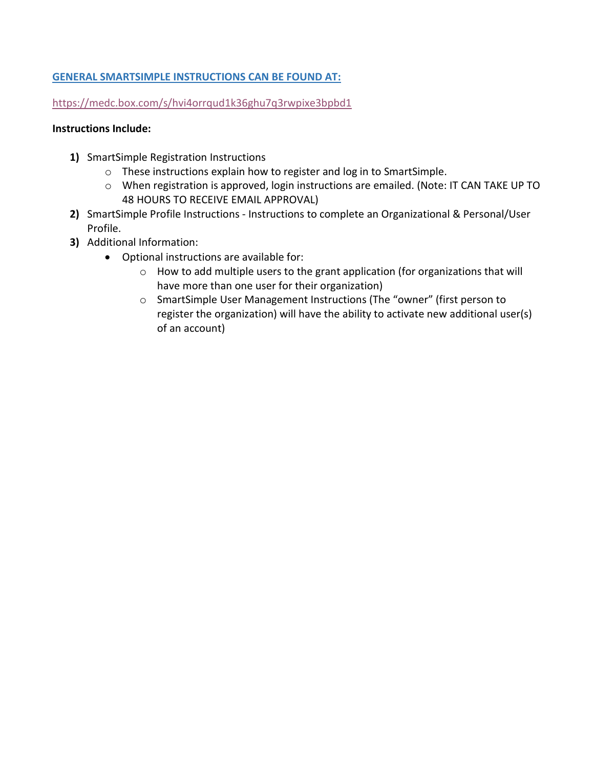**GENERAL SMARTSIMPLE INSTRUCTIONS CAN BE FOUND AT:**

https://medc.box.com/s/hvi4orrqud1k36ghu7q3rwpixe3bpbd1

**Instructions Include:**

1) SmartSimple Registration Instructions
   - These instructions explain how to register and log in to SmartSimple.
   - When registration is approved, login instructions are emailed. (Note: IT CAN TAKE UP TO 48 HOURS TO RECEIVE EMAIL APPROVAL)
2) SmartSimple Profile Instructions - Instructions to complete an Organizational & Personal/User Profile.
3) Additional Information:
   - Optional instructions are available for:
     - How to add multiple users to the grant application (for organizations that will have more than one user for their organization)
     - SmartSimple User Management Instructions (The "owner" (first person to register the organization) will have the ability to activate new additional user(s) of an account)